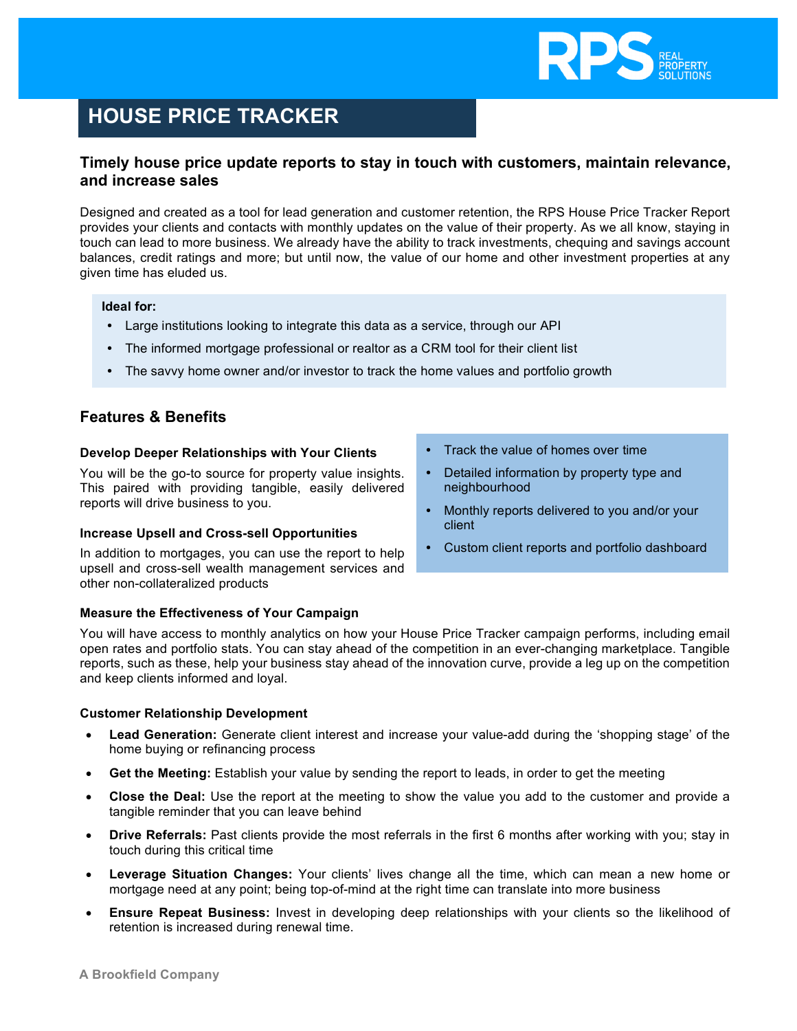# HOUSE PRICE TRACKER

## Timely house price update reports to stay in touch with customers, maintain relevance, and increase sales

Designed and created as a tool for lead generation and customer retention, the RPS House Price Tracker Report provides your clients and contacts with monthly updates on the value of their property. As we all know, staying in touch can lead to more business. We already have the ability to track investments, chequing and savings account balances, credit ratings and more; but until now, the value of our home and other investment properties at any given time has eluded us.

**Ideal for:**

- Large institutions looking to integrate this data as a service, through our API
- The informed mortgage professional or realtor as a CRM tool for their client list
- The savvy home owner and/or investor to track the home values and portfolio growth

## Features & Benefits

### Develop Deeper Relationships with Your Clients

You will be the go-to source for property value insights. This paired with providing tangible, easily delivered reports will drive business to you.

### Increase Upsell and Cross-sell Opportunities

In addition to mortgages, you can use the report to help upsell and cross-sell wealth management services and other non-collateralized products

- Track the value of homes over time
- Detailed information by property type and neighbourhood
- Monthly reports delivered to you and/or your client
- Custom client reports and portfolio dashboard

### Measure the Effectiveness of Your Campaign

You will have access to monthly analytics on how your House Price Tracker campaign performs, including email open rates and portfolio stats. You can stay ahead of the competition in an ever-changing marketplace. Tangible reports, such as these, help your business stay ahead of the innovation curve, provide a leg up on the competition and keep clients informed and loyal.

### Customer Relationship Development

- **Lead Generation:** Generate client interest and increase your value-add during the 'shopping stage' of the home buying or refinancing process
- **Get the Meeting:** Establish your value by sending the report to leads, in order to get the meeting
- **Close the Deal:** Use the report at the meeting to show the value you add to the customer and provide a tangible reminder that you can leave behind
- **Drive Referrals:** Past clients provide the most referrals in the first 6 months after working with you; stay in touch during this critical time
- **Leverage Situation Changes:** Your clients' lives change all the time, which can mean a new home or mortgage need at any point; being top-of-mind at the right time can translate into more business
- **Ensure Repeat Business:** Invest in developing deep relationships with your clients so the likelihood of retention is increased during renewal time.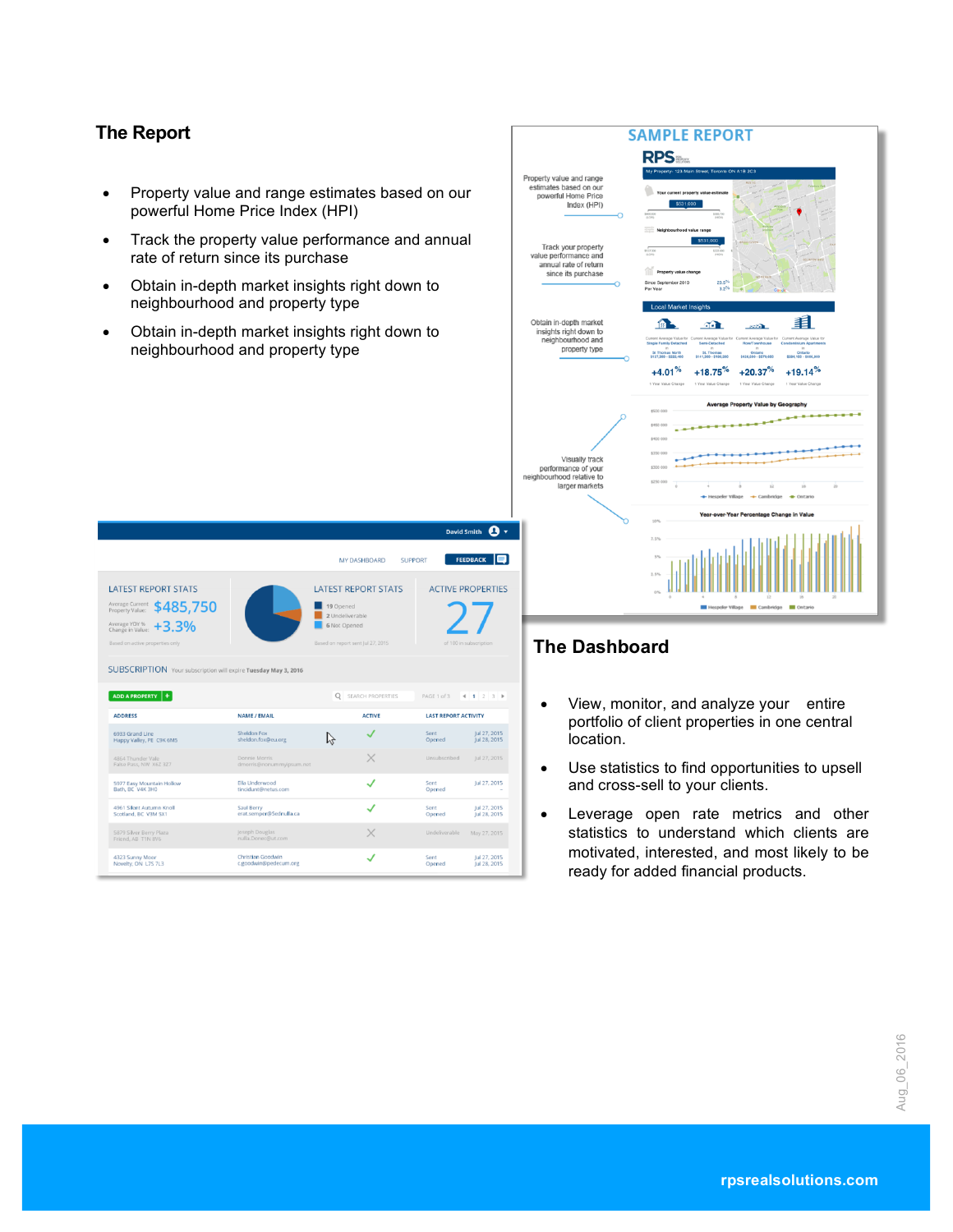## The Report

- Property value and range estimates based on our powerful Home Price Index (HPI)
- Track the property value performance and annual rate of return since its purchase
- Obtain in-depth market insights right down to neighbourhood and property type
- Obtain in-depth market insights right down to neighbourhood and property type

## The Dashboard

- View, monitor, and analyze your entire portfolio of client properties in one central location.
- Use statistics to find opportunities to upsell and cross-sell to your clients.
- Leverage open rate metrics and other statistics to understand which clients are motivated, interested, and most likely to be ready for added financial products.

Aug_06_2016

rpsrealsolutions.com